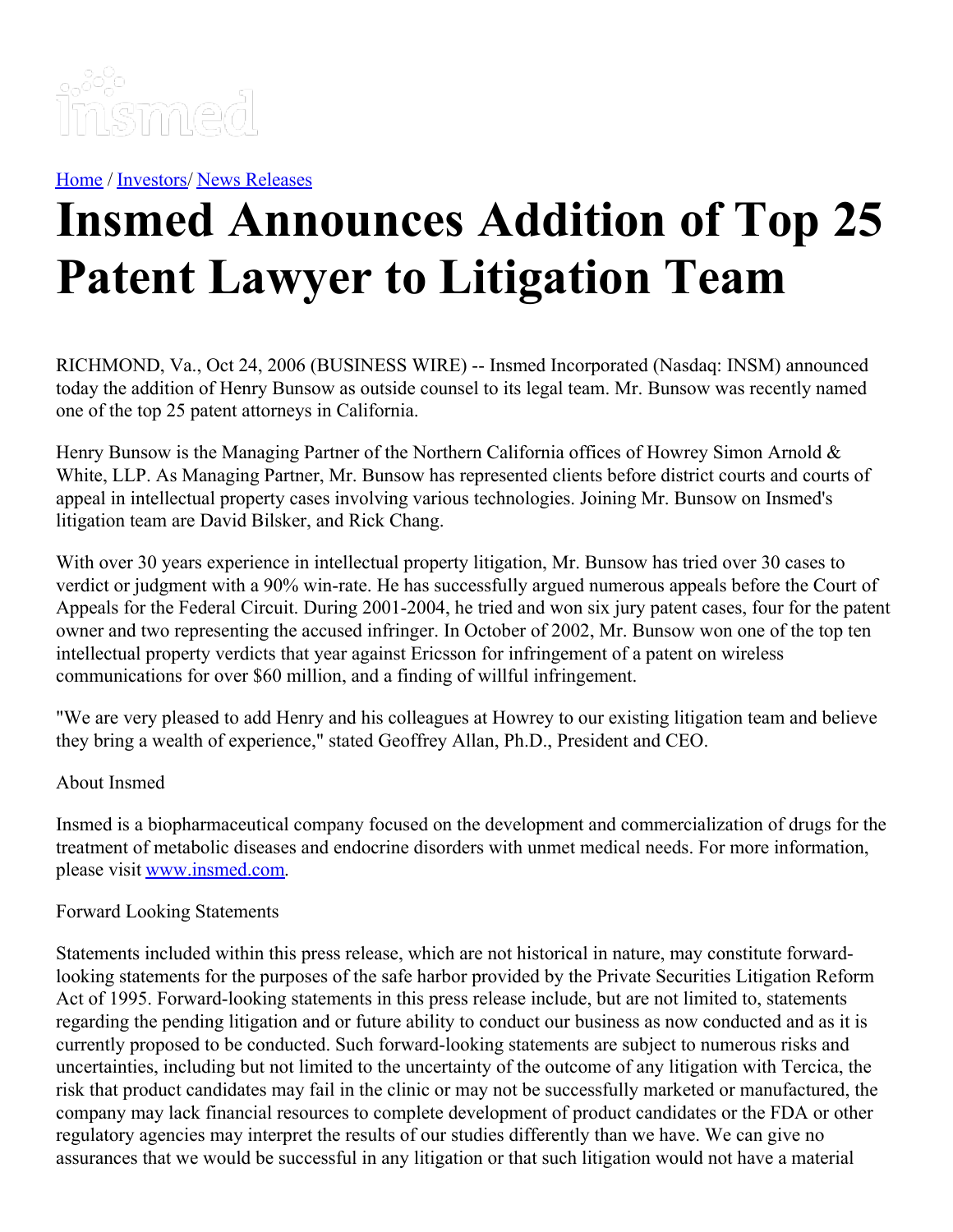Home / Investors/ News Releases

# Insmed Announces Addition of Top 25 Patent Lawyer to Litigation Team

RICHMOND, Va., Oct 24, 2006 (BUSINESS WIRE) -- Insmed Incorporated (Nasdaq: INSM) announced today the addition of Henry Bunsow as outside counsel to its legal team. Mr. Bunsow was recently named one of the top 25 patent attorneys in California.

Henry Bunsow is the Managing Partner of the Northern California offices of Howrey Simon Arnold & White, LLP. As Managing Partner, Mr. Bunsow has represented clients before district courts and courts of appeal in intellectual property cases involving various technologies. Joining Mr. Bunsow on Insmed's litigation team are David Bilsker, and Rick Chang.

With over 30 years experience in intellectual property litigation, Mr. Bunsow has tried over 30 cases to verdict or judgment with a 90% win-rate. He has successfully argued numerous appeals before the Court of Appeals for the Federal Circuit. During 2001-2004, he tried and won six jury patent cases, four for the patent owner and two representing the accused infringer. In October of 2002, Mr. Bunsow won one of the top ten intellectual property verdicts that year against Ericsson for infringement of a patent on wireless communications for over $60 million, and a finding of willful infringement.

"We are very pleased to add Henry and his colleagues at Howrey to our existing litigation team and believe they bring a wealth of experience," stated Geoffrey Allan, Ph.D., President and CEO.

About Insmed

Insmed is a biopharmaceutical company focused on the development and commercialization of drugs for the treatment of metabolic diseases and endocrine disorders with unmet medical needs. For more information, please visit www.insmed.com.

Forward Looking Statements

Statements included within this press release, which are not historical in nature, may constitute forward-looking statements for the purposes of the safe harbor provided by the Private Securities Litigation Reform Act of 1995. Forward-looking statements in this press release include, but are not limited to, statements regarding the pending litigation and or future ability to conduct our business as now conducted and as it is currently proposed to be conducted. Such forward-looking statements are subject to numerous risks and uncertainties, including but not limited to the uncertainty of the outcome of any litigation with Tercica, the risk that product candidates may fail in the clinic or may not be successfully marketed or manufactured, the company may lack financial resources to complete development of product candidates or the FDA or other regulatory agencies may interpret the results of our studies differently than we have. We can give no assurances that we would be successful in any litigation or that such litigation would not have a material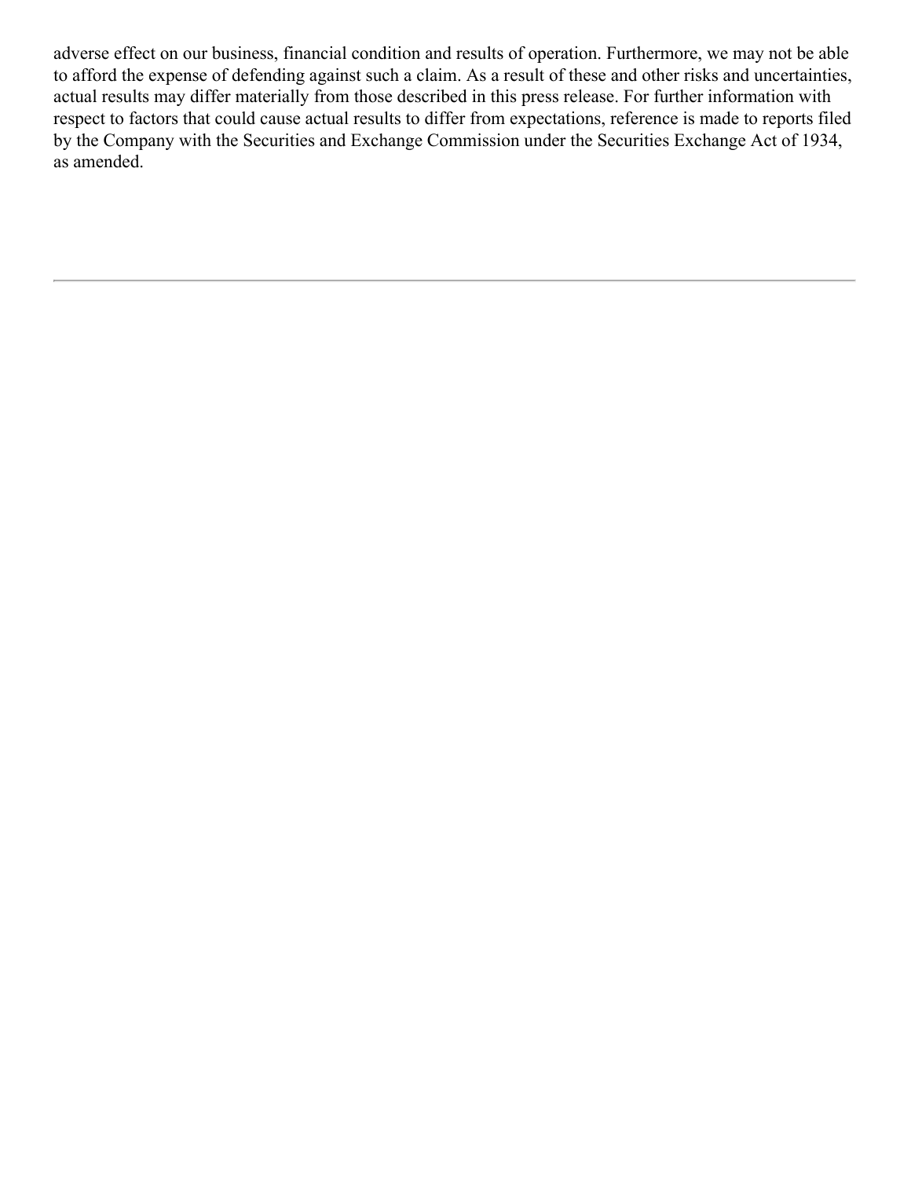adverse effect on our business, financial condition and results of operation. Furthermore, we may not be able to afford the expense of defending against such a claim. As a result of these and other risks and uncertainties, actual results may differ materially from those described in this press release. For further information with respect to factors that could cause actual results to differ from expectations, reference is made to reports filed by the Company with the Securities and Exchange Commission under the Securities Exchange Act of 1934, as amended.